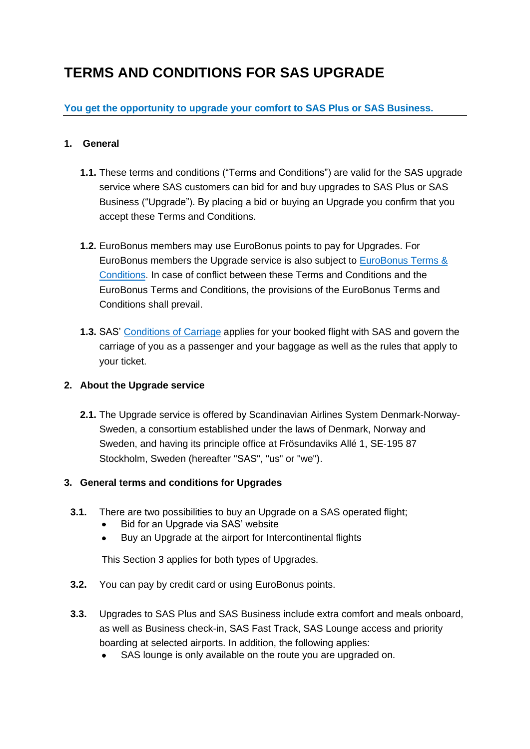# TERMS AND CONDITIONS FOR SAS UPGRADE

**You get the opportunity to upgrade your comfort to SAS Plus or SAS Business.**

## 1. General

**1.1.** These terms and conditions ("Terms and Conditions") are valid for the SAS upgrade service where SAS customers can bid for and buy upgrades to SAS Plus or SAS Business ("Upgrade"). By placing a bid or buying an Upgrade you confirm that you accept these Terms and Conditions.

**1.2.** EuroBonus members may use EuroBonus points to pay for Upgrades. For EuroBonus members the Upgrade service is also subject to EuroBonus Terms & Conditions. In case of conflict between these Terms and Conditions and the EuroBonus Terms and Conditions, the provisions of the EuroBonus Terms and Conditions shall prevail.

**1.3.** SAS' Conditions of Carriage applies for your booked flight with SAS and govern the carriage of you as a passenger and your baggage as well as the rules that apply to your ticket.

## 2. About the Upgrade service

**2.1.** The Upgrade service is offered by Scandinavian Airlines System Denmark-Norway-Sweden, a consortium established under the laws of Denmark, Norway and Sweden, and having its principle office at Frösundaviks Allé 1, SE-195 87 Stockholm, Sweden (hereafter "SAS", "us" or "we").

## 3. General terms and conditions for Upgrades

**3.1.** There are two possibilities to buy an Upgrade on a SAS operated flight;

- Bid for an Upgrade via SAS' website
- Buy an Upgrade at the airport for Intercontinental flights

This Section 3 applies for both types of Upgrades.

**3.2.** You can pay by credit card or using EuroBonus points.

**3.3.** Upgrades to SAS Plus and SAS Business include extra comfort and meals onboard, as well as Business check-in, SAS Fast Track, SAS Lounge access and priority boarding at selected airports. In addition, the following applies:

- SAS lounge is only available on the route you are upgraded on.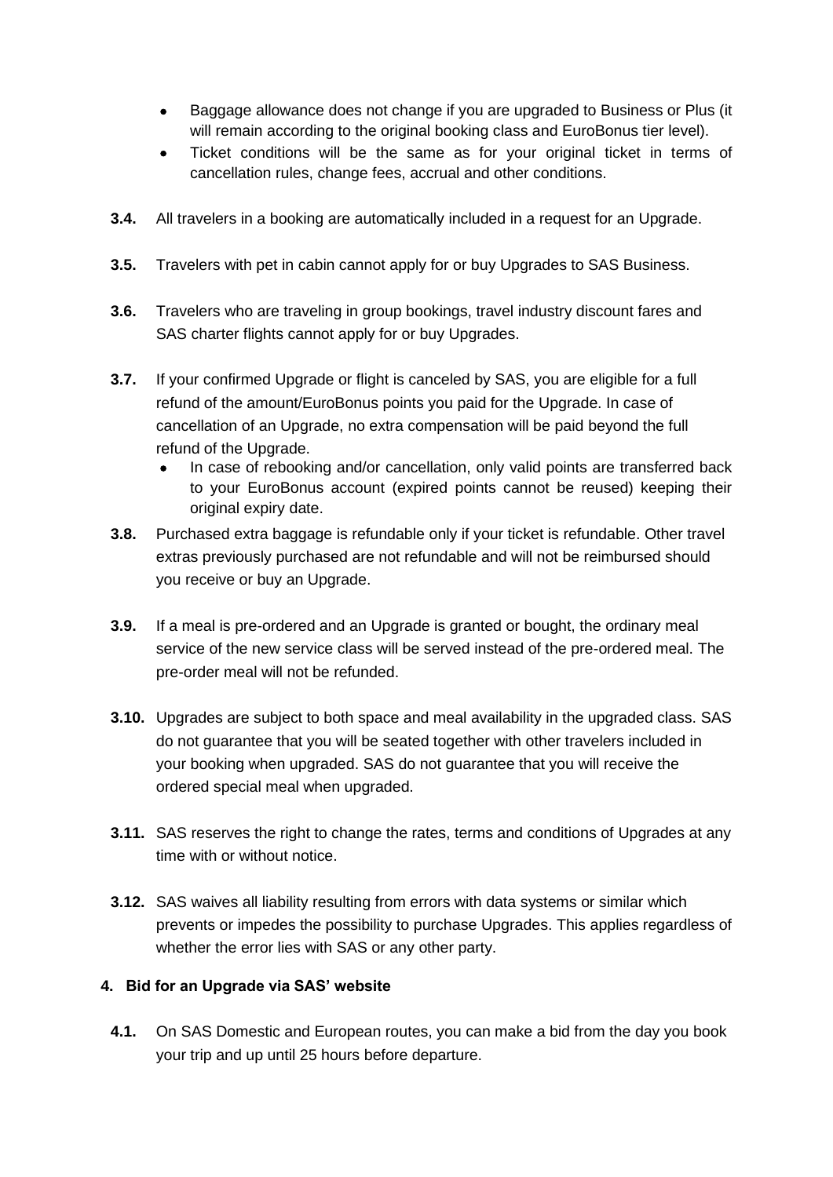- Baggage allowance does not change if you are upgraded to Business or Plus (it will remain according to the original booking class and EuroBonus tier level).
- Ticket conditions will be the same as for your original ticket in terms of cancellation rules, change fees, accrual and other conditions.

**3.4.** All travelers in a booking are automatically included in a request for an Upgrade.

**3.5.** Travelers with pet in cabin cannot apply for or buy Upgrades to SAS Business.

**3.6.** Travelers who are traveling in group bookings, travel industry discount fares and SAS charter flights cannot apply for or buy Upgrades.

**3.7.** If your confirmed Upgrade or flight is canceled by SAS, you are eligible for a full refund of the amount/EuroBonus points you paid for the Upgrade. In case of cancellation of an Upgrade, no extra compensation will be paid beyond the full refund of the Upgrade.

- In case of rebooking and/or cancellation, only valid points are transferred back to your EuroBonus account (expired points cannot be reused) keeping their original expiry date.

**3.8.** Purchased extra baggage is refundable only if your ticket is refundable. Other travel extras previously purchased are not refundable and will not be reimbursed should you receive or buy an Upgrade.

**3.9.** If a meal is pre-ordered and an Upgrade is granted or bought, the ordinary meal service of the new service class will be served instead of the pre-ordered meal. The pre-order meal will not be refunded.

**3.10.** Upgrades are subject to both space and meal availability in the upgraded class. SAS do not guarantee that you will be seated together with other travelers included in your booking when upgraded. SAS do not guarantee that you will receive the ordered special meal when upgraded.

**3.11.** SAS reserves the right to change the rates, terms and conditions of Upgrades at any time with or without notice.

**3.12.** SAS waives all liability resulting from errors with data systems or similar which prevents or impedes the possibility to purchase Upgrades. This applies regardless of whether the error lies with SAS or any other party.

## 4. Bid for an Upgrade via SAS' website

**4.1.** On SAS Domestic and European routes, you can make a bid from the day you book your trip and up until 25 hours before departure.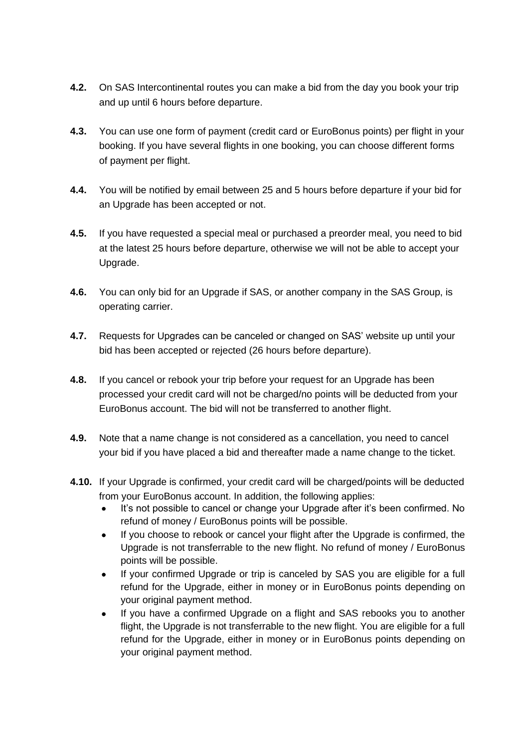**4.2.** On SAS Intercontinental routes you can make a bid from the day you book your trip and up until 6 hours before departure.

**4.3.** You can use one form of payment (credit card or EuroBonus points) per flight in your booking. If you have several flights in one booking, you can choose different forms of payment per flight.

**4.4.** You will be notified by email between 25 and 5 hours before departure if your bid for an Upgrade has been accepted or not.

**4.5.** If you have requested a special meal or purchased a preorder meal, you need to bid at the latest 25 hours before departure, otherwise we will not be able to accept your Upgrade.

**4.6.** You can only bid for an Upgrade if SAS, or another company in the SAS Group, is operating carrier.

**4.7.** Requests for Upgrades can be canceled or changed on SAS' website up until your bid has been accepted or rejected (26 hours before departure).

**4.8.** If you cancel or rebook your trip before your request for an Upgrade has been processed your credit card will not be charged/no points will be deducted from your EuroBonus account. The bid will not be transferred to another flight.

**4.9.** Note that a name change is not considered as a cancellation, you need to cancel your bid if you have placed a bid and thereafter made a name change to the ticket.

**4.10.** If your Upgrade is confirmed, your credit card will be charged/points will be deducted from your EuroBonus account. In addition, the following applies:

- It's not possible to cancel or change your Upgrade after it's been confirmed. No refund of money / EuroBonus points will be possible.
- If you choose to rebook or cancel your flight after the Upgrade is confirmed, the Upgrade is not transferrable to the new flight. No refund of money / EuroBonus points will be possible.
- If your confirmed Upgrade or trip is canceled by SAS you are eligible for a full refund for the Upgrade, either in money or in EuroBonus points depending on your original payment method.
- If you have a confirmed Upgrade on a flight and SAS rebooks you to another flight, the Upgrade is not transferrable to the new flight. You are eligible for a full refund for the Upgrade, either in money or in EuroBonus points depending on your original payment method.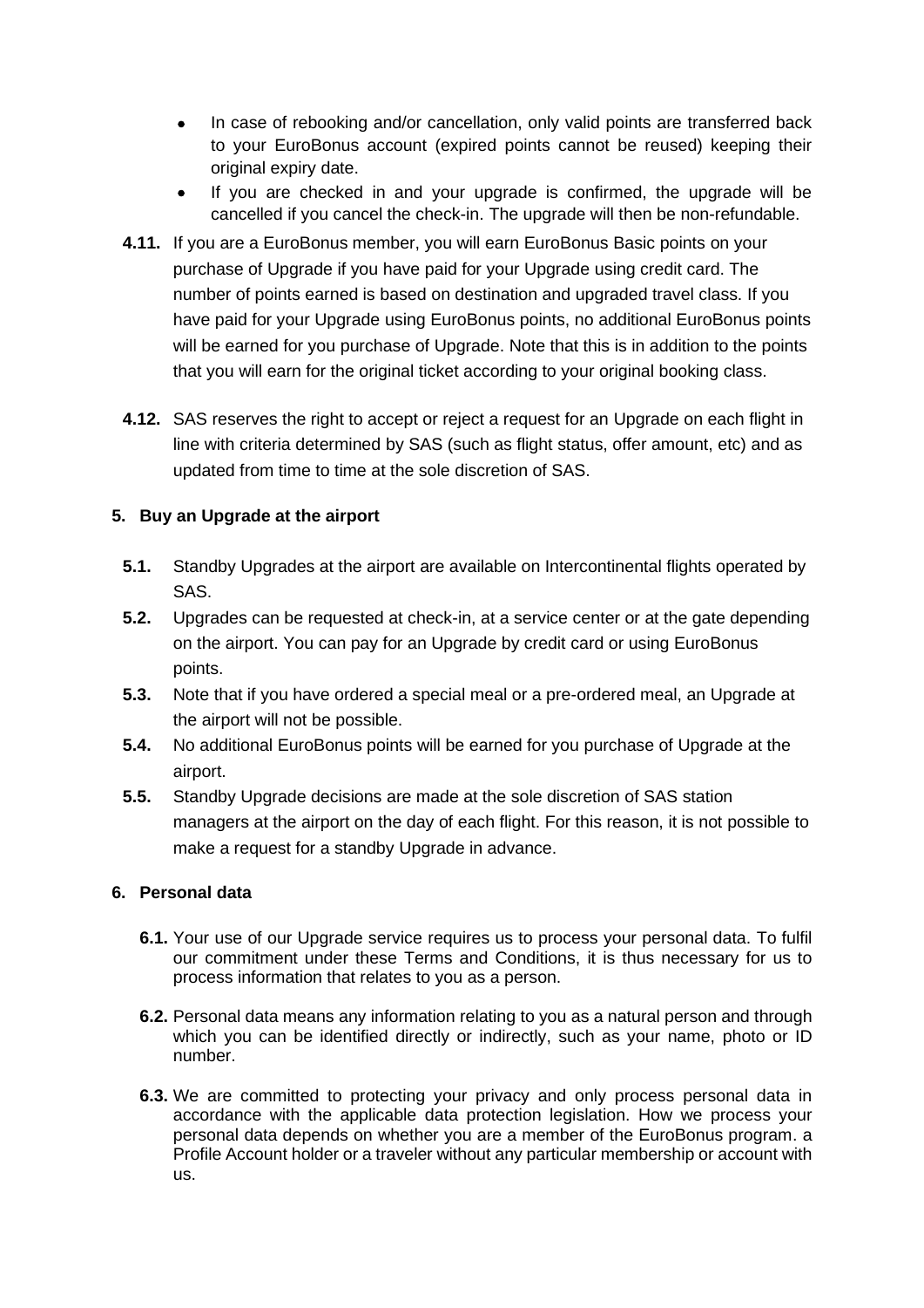- In case of rebooking and/or cancellation, only valid points are transferred back to your EuroBonus account (expired points cannot be reused) keeping their original expiry date.
- If you are checked in and your upgrade is confirmed, the upgrade will be cancelled if you cancel the check-in. The upgrade will then be non-refundable.

**4.11.** If you are a EuroBonus member, you will earn EuroBonus Basic points on your purchase of Upgrade if you have paid for your Upgrade using credit card. The number of points earned is based on destination and upgraded travel class. If you have paid for your Upgrade using EuroBonus points, no additional EuroBonus points will be earned for you purchase of Upgrade. Note that this is in addition to the points that you will earn for the original ticket according to your original booking class.

**4.12.** SAS reserves the right to accept or reject a request for an Upgrade on each flight in line with criteria determined by SAS (such as flight status, offer amount, etc) and as updated from time to time at the sole discretion of SAS.

## 5. Buy an Upgrade at the airport

**5.1.** Standby Upgrades at the airport are available on Intercontinental flights operated by SAS.

**5.2.** Upgrades can be requested at check-in, at a service center or at the gate depending on the airport. You can pay for an Upgrade by credit card or using EuroBonus points.

**5.3.** Note that if you have ordered a special meal or a pre-ordered meal, an Upgrade at the airport will not be possible.

**5.4.** No additional EuroBonus points will be earned for you purchase of Upgrade at the airport.

**5.5.** Standby Upgrade decisions are made at the sole discretion of SAS station managers at the airport on the day of each flight. For this reason, it is not possible to make a request for a standby Upgrade in advance.

## 6. Personal data

**6.1.** Your use of our Upgrade service requires us to process your personal data. To fulfil our commitment under these Terms and Conditions, it is thus necessary for us to process information that relates to you as a person.

**6.2.** Personal data means any information relating to you as a natural person and through which you can be identified directly or indirectly, such as your name, photo or ID number.

**6.3.** We are committed to protecting your privacy and only process personal data in accordance with the applicable data protection legislation. How we process your personal data depends on whether you are a member of the EuroBonus program. a Profile Account holder or a traveler without any particular membership or account with us.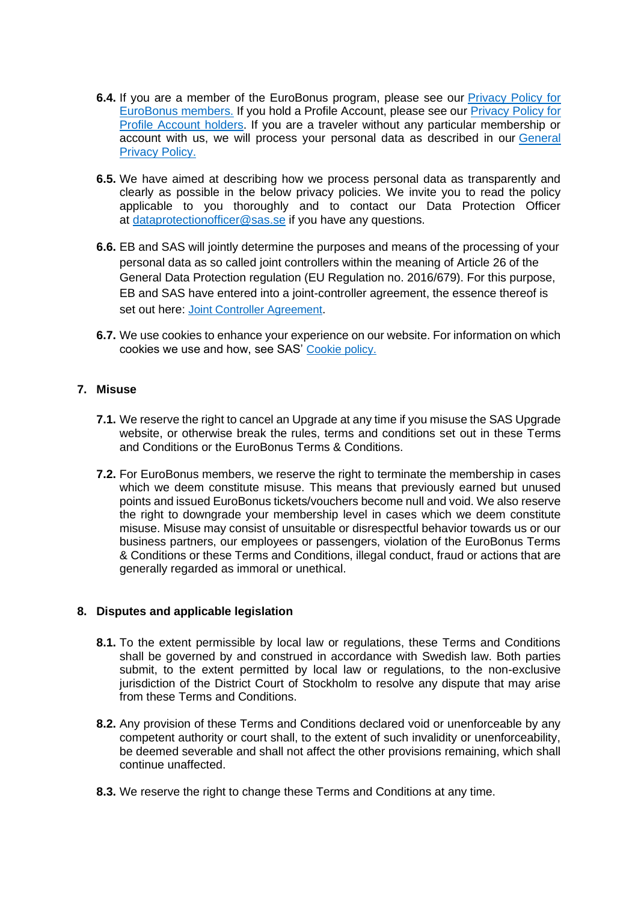**6.4.** If you are a member of the EuroBonus program, please see our Privacy Policy for EuroBonus members. If you hold a Profile Account, please see our Privacy Policy for Profile Account holders. If you are a traveler without any particular membership or account with us, we will process your personal data as described in our General Privacy Policy.

**6.5.** We have aimed at describing how we process personal data as transparently and clearly as possible in the below privacy policies. We invite you to read the policy applicable to you thoroughly and to contact our Data Protection Officer at dataprotectionofficer@sas.se if you have any questions.

**6.6.** EB and SAS will jointly determine the purposes and means of the processing of your personal data as so called joint controllers within the meaning of Article 26 of the General Data Protection regulation (EU Regulation no. 2016/679). For this purpose, EB and SAS have entered into a joint-controller agreement, the essence thereof is set out here: Joint Controller Agreement.

**6.7.** We use cookies to enhance your experience on our website. For information on which cookies we use and how, see SAS' Cookie policy.

## 7. Misuse

**7.1.** We reserve the right to cancel an Upgrade at any time if you misuse the SAS Upgrade website, or otherwise break the rules, terms and conditions set out in these Terms and Conditions or the EuroBonus Terms & Conditions.

**7.2.** For EuroBonus members, we reserve the right to terminate the membership in cases which we deem constitute misuse. This means that previously earned but unused points and issued EuroBonus tickets/vouchers become null and void. We also reserve the right to downgrade your membership level in cases which we deem constitute misuse. Misuse may consist of unsuitable or disrespectful behavior towards us or our business partners, our employees or passengers, violation of the EuroBonus Terms & Conditions or these Terms and Conditions, illegal conduct, fraud or actions that are generally regarded as immoral or unethical.

## 8. Disputes and applicable legislation

**8.1.** To the extent permissible by local law or regulations, these Terms and Conditions shall be governed by and construed in accordance with Swedish law. Both parties submit, to the extent permitted by local law or regulations, to the non-exclusive jurisdiction of the District Court of Stockholm to resolve any dispute that may arise from these Terms and Conditions.

**8.2.** Any provision of these Terms and Conditions declared void or unenforceable by any competent authority or court shall, to the extent of such invalidity or unenforceability, be deemed severable and shall not affect the other provisions remaining, which shall continue unaffected.

**8.3.** We reserve the right to change these Terms and Conditions at any time.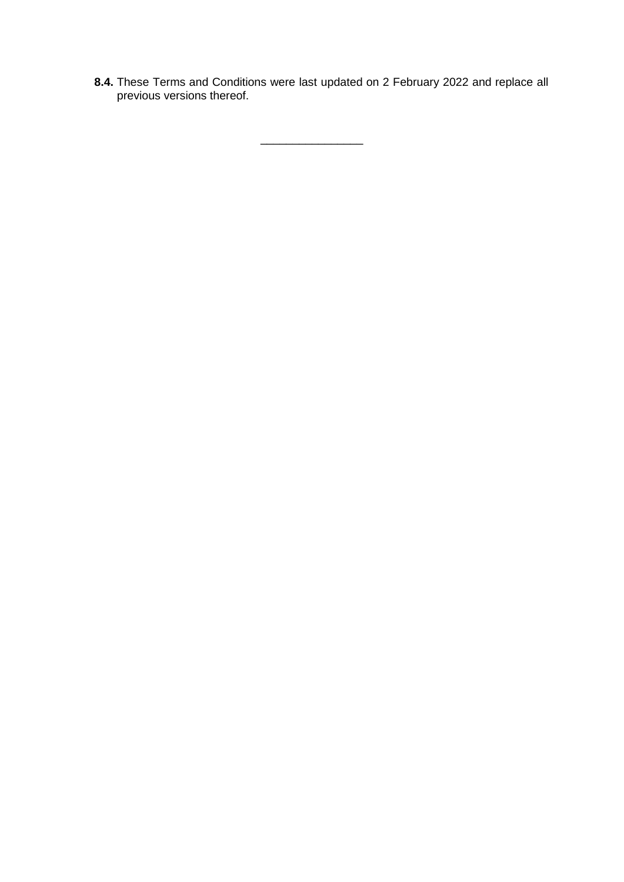**8.4.** These Terms and Conditions were last updated on 2 February 2022 and replace all previous versions thereof.

________________